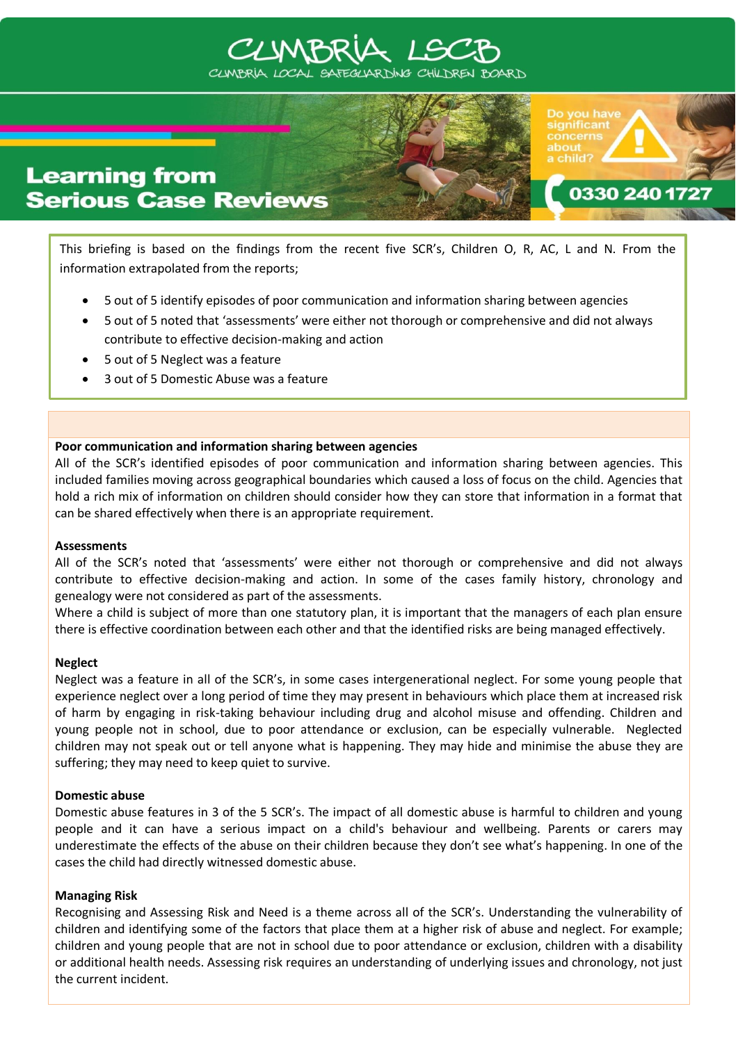# CUMBRIA LSCB

CUMBRIA LOCAL SAFEGUARDING CHILDREN BOARD

## Learning from Serious Case Reviews

Do you have significant concerns about a child?

0330 240 1727

This briefing is based on the findings from the recent five SCR's, Children O, R, AC, L and N. From the information extrapolated from the reports;

- 5 out of 5 identify episodes of poor communication and information sharing between agencies
- 5 out of 5 noted that 'assessments' were either not thorough or comprehensive and did not always contribute to effective decision-making and action
- 5 out of 5 Neglect was a feature
- 3 out of 5 Domestic Abuse was a feature

**Poor communication and information sharing between agencies**

All of the SCR's identified episodes of poor communication and information sharing between agencies. This included families moving across geographical boundaries which caused a loss of focus on the child. Agencies that hold a rich mix of information on children should consider how they can store that information in a format that can be shared effectively when there is an appropriate requirement.

**Assessments**

All of the SCR's noted that 'assessments' were either not thorough or comprehensive and did not always contribute to effective decision-making and action. In some of the cases family history, chronology and genealogy were not considered as part of the assessments.

Where a child is subject of more than one statutory plan, it is important that the managers of each plan ensure there is effective coordination between each other and that the identified risks are being managed effectively.

**Neglect**

Neglect was a feature in all of the SCR's, in some cases intergenerational neglect. For some young people that experience neglect over a long period of time they may present in behaviours which place them at increased risk of harm by engaging in risk-taking behaviour including drug and alcohol misuse and offending. Children and young people not in school, due to poor attendance or exclusion, can be especially vulnerable. Neglected children may not speak out or tell anyone what is happening. They may hide and minimise the abuse they are suffering; they may need to keep quiet to survive.

**Domestic abuse**

Domestic abuse features in 3 of the 5 SCR's. The impact of all domestic abuse is harmful to children and young people and it can have a serious impact on a child's behaviour and wellbeing. Parents or carers may underestimate the effects of the abuse on their children because they don't see what's happening. In one of the cases the child had directly witnessed domestic abuse.

**Managing Risk**

Recognising and Assessing Risk and Need is a theme across all of the SCR's. Understanding the vulnerability of children and identifying some of the factors that place them at a higher risk of abuse and neglect. For example; children and young people that are not in school due to poor attendance or exclusion, children with a disability or additional health needs. Assessing risk requires an understanding of underlying issues and chronology, not just the current incident.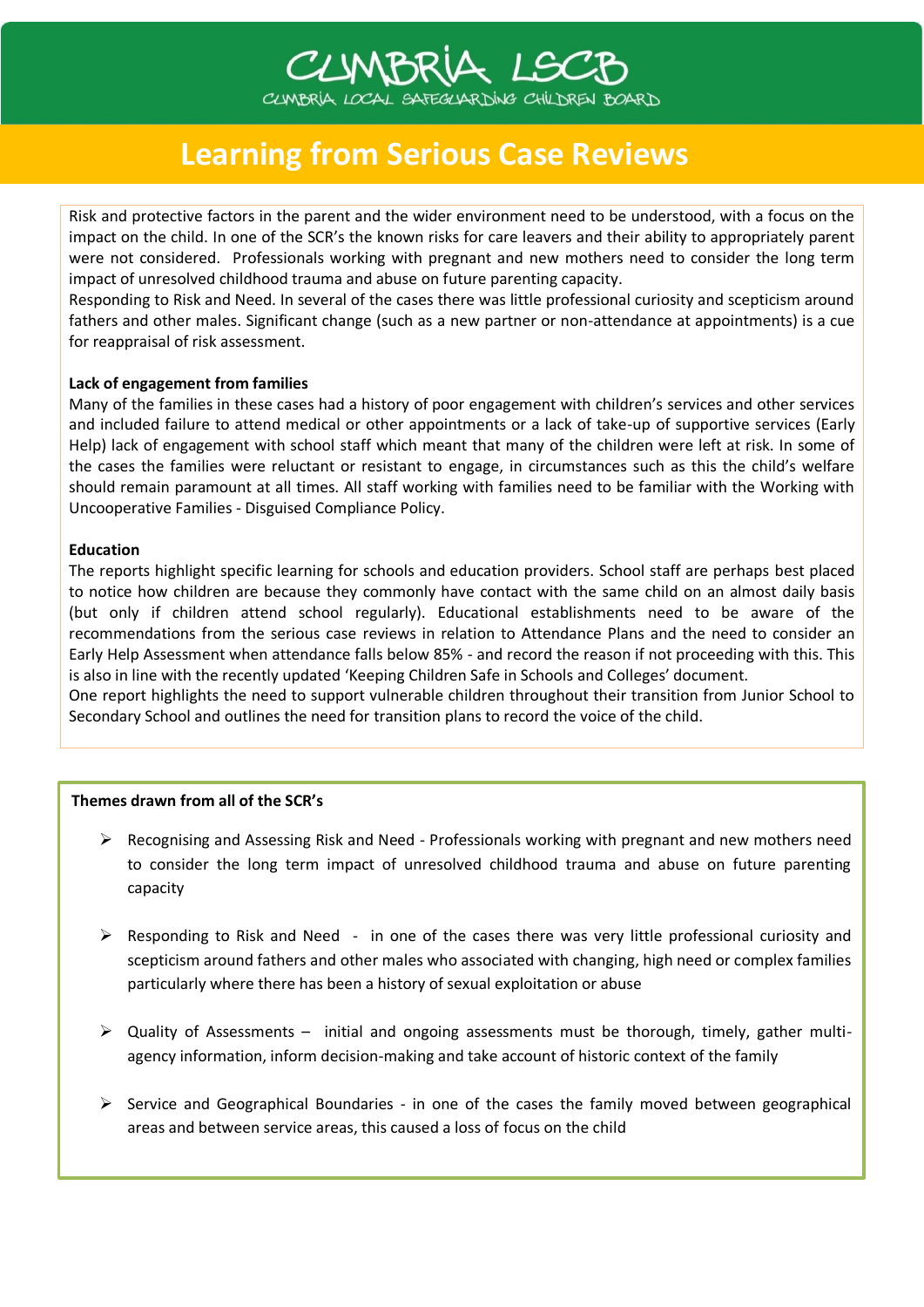# CUMBRIA LSCB

CUMBRIA LOCAL SAFEGUARDING CHILDREN BOARD

## Learning from Serious Case Reviews

Risk and protective factors in the parent and the wider environment need to be understood, with a focus on the impact on the child. In one of the SCR's the known risks for care leavers and their ability to appropriately parent were not considered. Professionals working with pregnant and new mothers need to consider the long term impact of unresolved childhood trauma and abuse on future parenting capacity.

Responding to Risk and Need. In several of the cases there was little professional curiosity and scepticism around fathers and other males. Significant change (such as a new partner or non-attendance at appointments) is a cue for reappraisal of risk assessment.

**Lack of engagement from families**

Many of the families in these cases had a history of poor engagement with children's services and other services and included failure to attend medical or other appointments or a lack of take-up of supportive services (Early Help) lack of engagement with school staff which meant that many of the children were left at risk. In some of the cases the families were reluctant or resistant to engage, in circumstances such as this the child's welfare should remain paramount at all times. All staff working with families need to be familiar with the Working with Uncooperative Families - Disguised Compliance Policy.

**Education**

The reports highlight specific learning for schools and education providers. School staff are perhaps best placed to notice how children are because they commonly have contact with the same child on an almost daily basis (but only if children attend school regularly). Educational establishments need to be aware of the recommendations from the serious case reviews in relation to Attendance Plans and the need to consider an Early Help Assessment when attendance falls below 85% - and record the reason if not proceeding with this. This is also in line with the recently updated 'Keeping Children Safe in Schools and Colleges' document.

One report highlights the need to support vulnerable children throughout their transition from Junior School to Secondary School and outlines the need for transition plans to record the voice of the child.

**Themes drawn from all of the SCR's**

- Recognising and Assessing Risk and Need - Professionals working with pregnant and new mothers need to consider the long term impact of unresolved childhood trauma and abuse on future parenting capacity
- Responding to Risk and Need - in one of the cases there was very little professional curiosity and scepticism around fathers and other males who associated with changing, high need or complex families particularly where there has been a history of sexual exploitation or abuse
- Quality of Assessments – initial and ongoing assessments must be thorough, timely, gather multi-agency information, inform decision-making and take account of historic context of the family
- Service and Geographical Boundaries - in one of the cases the family moved between geographical areas and between service areas, this caused a loss of focus on the child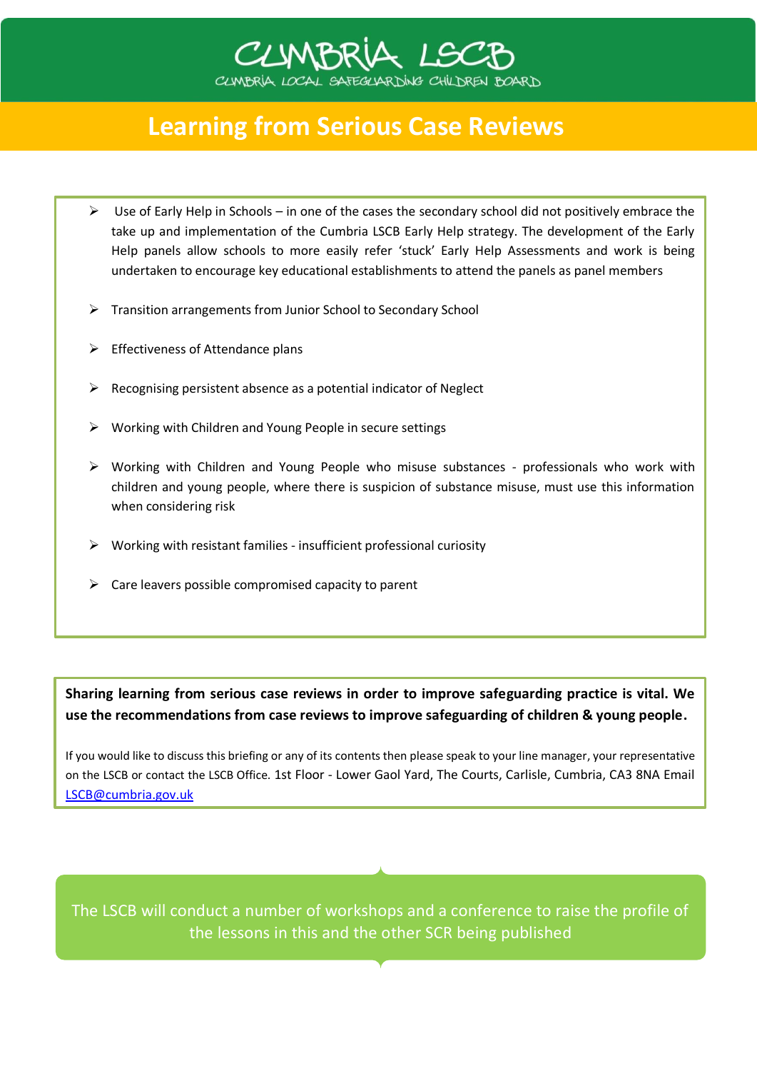# CUMBRIA LSCB

CUMBRIA LOCAL SAFEGUARDING CHILDREN BOARD

## Learning from Serious Case Reviews

- Use of Early Help in Schools – in one of the cases the secondary school did not positively embrace the take up and implementation of the Cumbria LSCB Early Help strategy. The development of the Early Help panels allow schools to more easily refer 'stuck' Early Help Assessments and work is being undertaken to encourage key educational establishments to attend the panels as panel members
- Transition arrangements from Junior School to Secondary School
- Effectiveness of Attendance plans
- Recognising persistent absence as a potential indicator of Neglect
- Working with Children and Young People in secure settings
- Working with Children and Young People who misuse substances - professionals who work with children and young people, where there is suspicion of substance misuse, must use this information when considering risk
- Working with resistant families - insufficient professional curiosity
- Care leavers possible compromised capacity to parent

**Sharing learning from serious case reviews in order to improve safeguarding practice is vital. We use the recommendations from case reviews to improve safeguarding of children & young people.**

If you would like to discuss this briefing or any of its contents then please speak to your line manager, your representative on the LSCB or contact the LSCB Office. 1st Floor - Lower Gaol Yard, The Courts, Carlisle, Cumbria, CA3 8NA Email LSCB@cumbria.gov.uk

The LSCB will conduct a number of workshops and a conference to raise the profile of the lessons in this and the other SCR being published